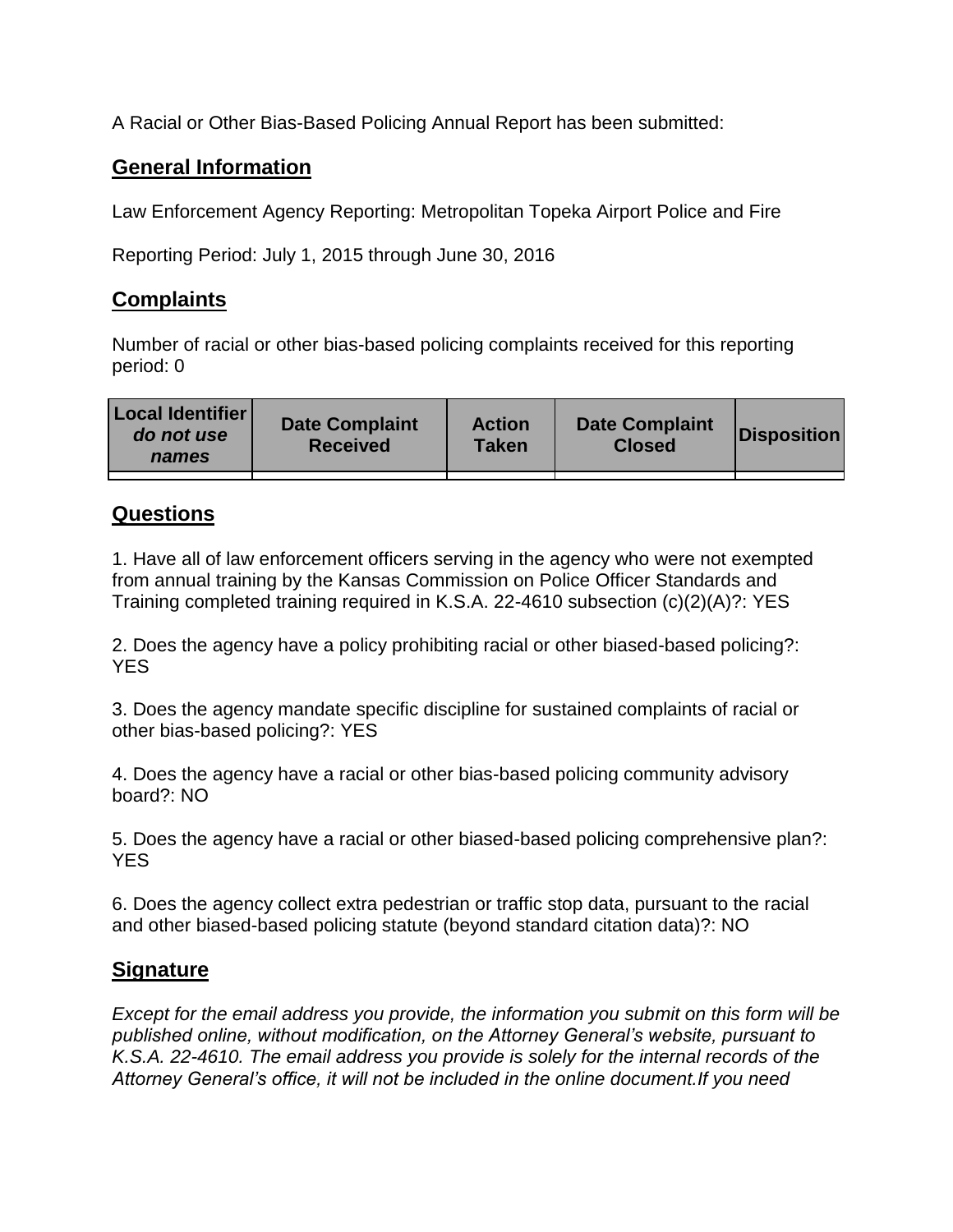A Racial or Other Bias-Based Policing Annual Report has been submitted:

## General Information

Law Enforcement Agency Reporting: Metropolitan Topeka Airport Police and Fire

Reporting Period: July 1, 2015 through June 30, 2016

## Complaints

Number of racial or other bias-based policing complaints received for this reporting period: 0

| Local Identifier *do not use names* | Date Complaint Received | Action Taken | Date Complaint Closed | Disposition |
|---|---|---|---|---|
| | | | | |

## Questions

1. Have all of law enforcement officers serving in the agency who were not exempted from annual training by the Kansas Commission on Police Officer Standards and Training completed training required in K.S.A. 22-4610 subsection (c)(2)(A)?: YES

2. Does the agency have a policy prohibiting racial or other biased-based policing?: YES

3. Does the agency mandate specific discipline for sustained complaints of racial or other bias-based policing?: YES

4. Does the agency have a racial or other bias-based policing community advisory board?: NO

5. Does the agency have a racial or other biased-based policing comprehensive plan?: YES

6. Does the agency collect extra pedestrian or traffic stop data, pursuant to the racial and other biased-based policing statute (beyond standard citation data)?: NO

## Signature

*Except for the email address you provide, the information you submit on this form will be published online, without modification, on the Attorney General's website, pursuant to K.S.A. 22-4610. The email address you provide is solely for the internal records of the Attorney General's office, it will not be included in the online document.If you need*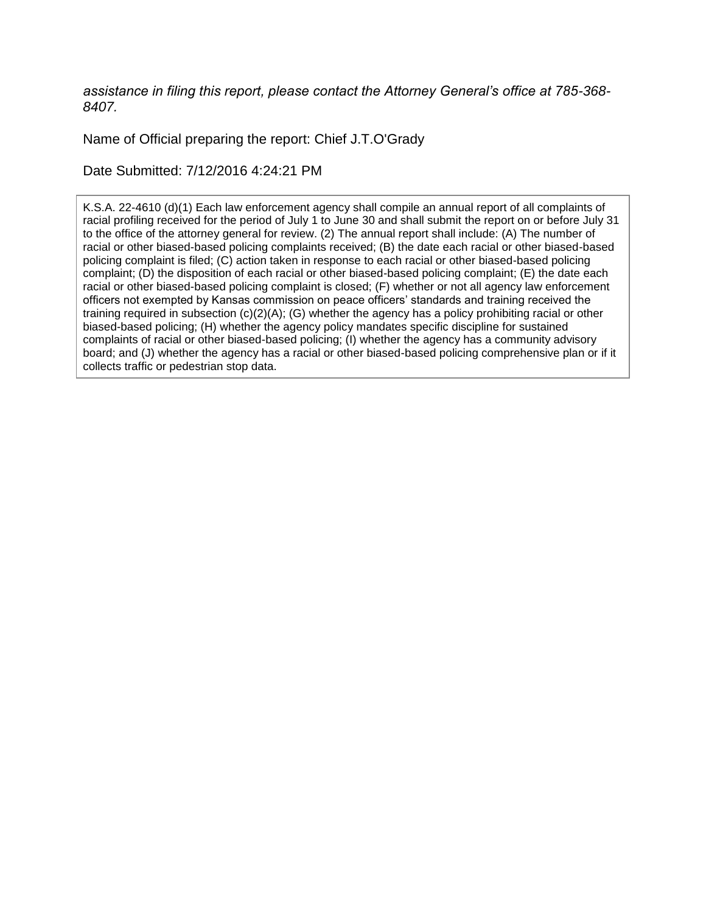*assistance in filing this report, please contact the Attorney General's office at 785-368-8407.*

Name of Official preparing the report: Chief J.T.O'Grady

Date Submitted: 7/12/2016 4:24:21 PM

K.S.A. 22-4610 (d)(1) Each law enforcement agency shall compile an annual report of all complaints of racial profiling received for the period of July 1 to June 30 and shall submit the report on or before July 31 to the office of the attorney general for review. (2) The annual report shall include: (A) The number of racial or other biased-based policing complaints received; (B) the date each racial or other biased-based policing complaint is filed; (C) action taken in response to each racial or other biased-based policing complaint; (D) the disposition of each racial or other biased-based policing complaint; (E) the date each racial or other biased-based policing complaint is closed; (F) whether or not all agency law enforcement officers not exempted by Kansas commission on peace officers' standards and training received the training required in subsection (c)(2)(A); (G) whether the agency has a policy prohibiting racial or other biased-based policing; (H) whether the agency policy mandates specific discipline for sustained complaints of racial or other biased-based policing; (I) whether the agency has a community advisory board; and (J) whether the agency has a racial or other biased-based policing comprehensive plan or if it collects traffic or pedestrian stop data.